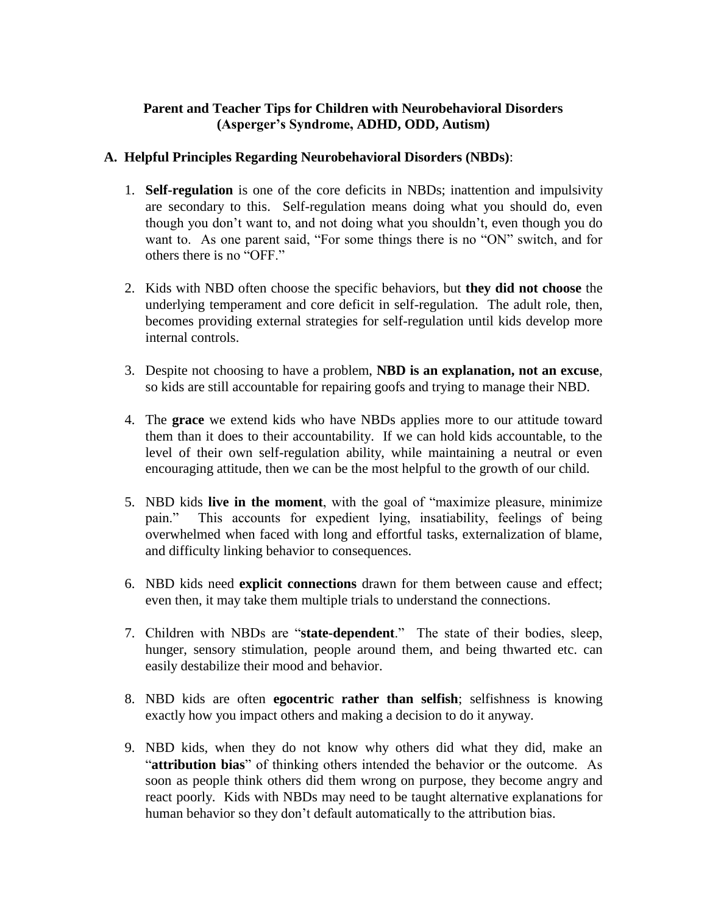**Parent and Teacher Tips for Children with Neurobehavioral Disorders**
**(Asperger's Syndrome, ADHD, ODD, Autism)**

## A. Helpful Principles Regarding Neurobehavioral Disorders (NBDs):

1. **Self-regulation** is one of the core deficits in NBDs; inattention and impulsivity are secondary to this. Self-regulation means doing what you should do, even though you don't want to, and not doing what you shouldn't, even though you do want to. As one parent said, "For some things there is no "ON" switch, and for others there is no "OFF."

2. Kids with NBD often choose the specific behaviors, but **they did not choose** the underlying temperament and core deficit in self-regulation. The adult role, then, becomes providing external strategies for self-regulation until kids develop more internal controls.

3. Despite not choosing to have a problem, **NBD is an explanation, not an excuse**, so kids are still accountable for repairing goofs and trying to manage their NBD.

4. The **grace** we extend kids who have NBDs applies more to our attitude toward them than it does to their accountability. If we can hold kids accountable, to the level of their own self-regulation ability, while maintaining a neutral or even encouraging attitude, then we can be the most helpful to the growth of our child.

5. NBD kids **live in the moment**, with the goal of "maximize pleasure, minimize pain." This accounts for expedient lying, insatiability, feelings of being overwhelmed when faced with long and effortful tasks, externalization of blame, and difficulty linking behavior to consequences.

6. NBD kids need **explicit connections** drawn for them between cause and effect; even then, it may take them multiple trials to understand the connections.

7. Children with NBDs are "**state-dependent**." The state of their bodies, sleep, hunger, sensory stimulation, people around them, and being thwarted etc. can easily destabilize their mood and behavior.

8. NBD kids are often **egocentric rather than selfish**; selfishness is knowing exactly how you impact others and making a decision to do it anyway.

9. NBD kids, when they do not know why others did what they did, make an "**attribution bias**" of thinking others intended the behavior or the outcome. As soon as people think others did them wrong on purpose, they become angry and react poorly. Kids with NBDs may need to be taught alternative explanations for human behavior so they don't default automatically to the attribution bias.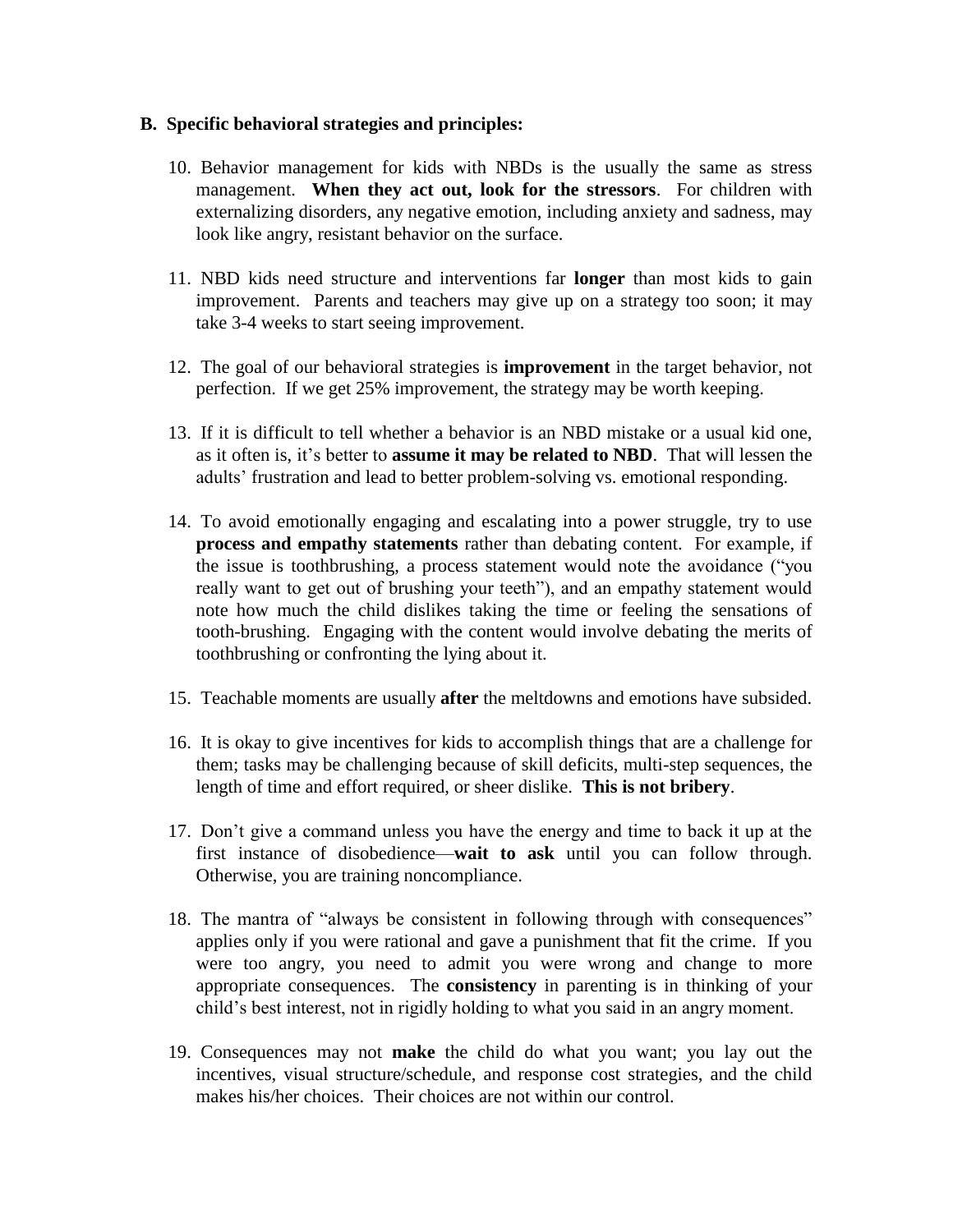**B. Specific behavioral strategies and principles:**

10. Behavior management for kids with NBDs is the usually the same as stress management. **When they act out, look for the stressors**. For children with externalizing disorders, any negative emotion, including anxiety and sadness, may look like angry, resistant behavior on the surface.

11. NBD kids need structure and interventions far **longer** than most kids to gain improvement. Parents and teachers may give up on a strategy too soon; it may take 3-4 weeks to start seeing improvement.

12. The goal of our behavioral strategies is **improvement** in the target behavior, not perfection. If we get 25% improvement, the strategy may be worth keeping.

13. If it is difficult to tell whether a behavior is an NBD mistake or a usual kid one, as it often is, it's better to **assume it may be related to NBD**. That will lessen the adults' frustration and lead to better problem-solving vs. emotional responding.

14. To avoid emotionally engaging and escalating into a power struggle, try to use **process and empathy statements** rather than debating content. For example, if the issue is toothbrushing, a process statement would note the avoidance ("you really want to get out of brushing your teeth"), and an empathy statement would note how much the child dislikes taking the time or feeling the sensations of tooth-brushing. Engaging with the content would involve debating the merits of toothbrushing or confronting the lying about it.

15. Teachable moments are usually **after** the meltdowns and emotions have subsided.

16. It is okay to give incentives for kids to accomplish things that are a challenge for them; tasks may be challenging because of skill deficits, multi-step sequences, the length of time and effort required, or sheer dislike. **This is not bribery**.

17. Don't give a command unless you have the energy and time to back it up at the first instance of disobedience—**wait to ask** until you can follow through. Otherwise, you are training noncompliance.

18. The mantra of "always be consistent in following through with consequences" applies only if you were rational and gave a punishment that fit the crime. If you were too angry, you need to admit you were wrong and change to more appropriate consequences. The **consistency** in parenting is in thinking of your child's best interest, not in rigidly holding to what you said in an angry moment.

19. Consequences may not **make** the child do what you want; you lay out the incentives, visual structure/schedule, and response cost strategies, and the child makes his/her choices. Their choices are not within our control.